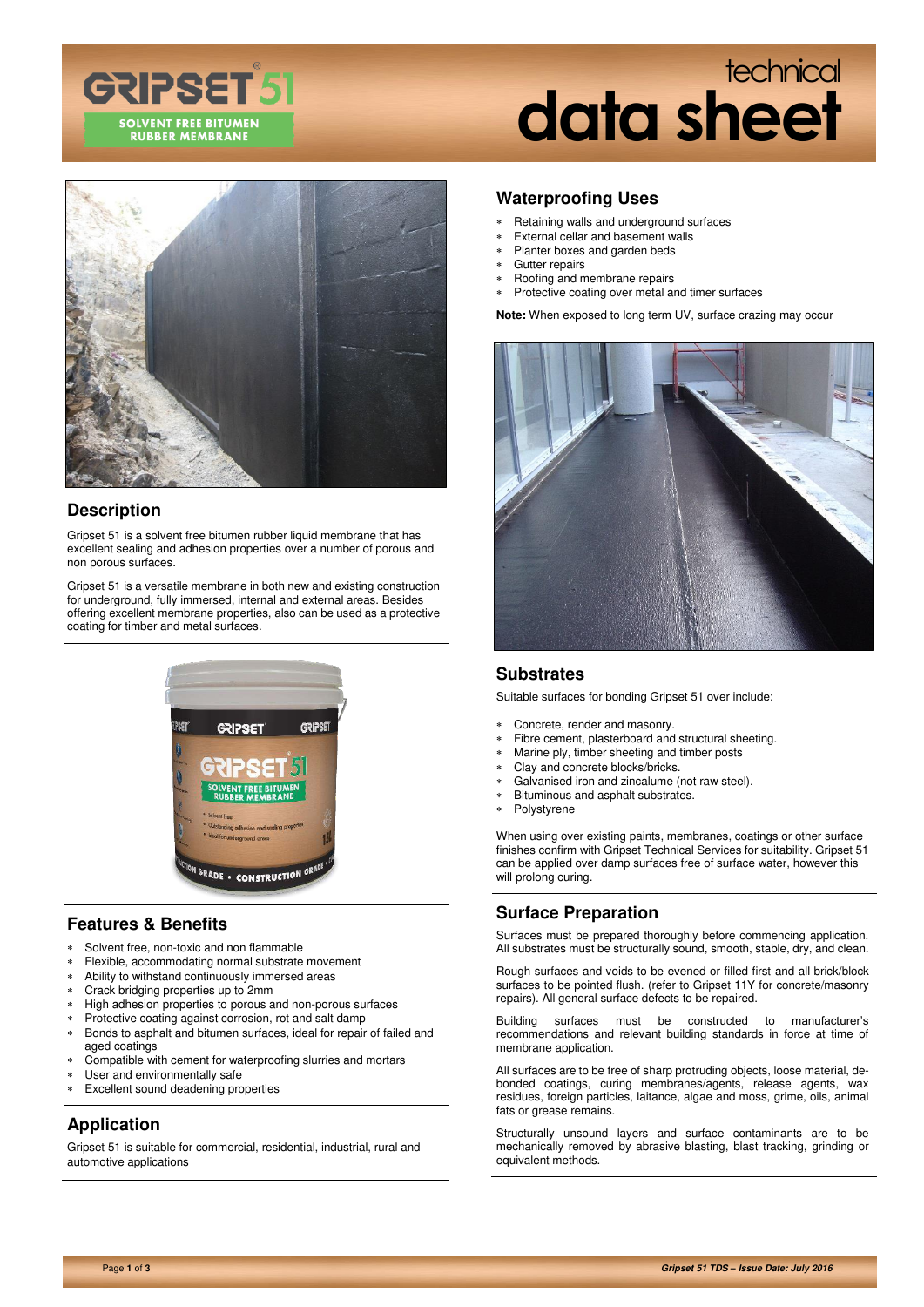# GRIPSET 51

**SOLVENT FREE BITUMEN RUBBER MEMBRANE**

# technical data sheet

## Description

Gripset 51 is a solvent free bitumen rubber liquid membrane that has excellent sealing and adhesion properties over a number of porous and non porous surfaces.

Gripset 51 is a versatile membrane in both new and existing construction for underground, fully immersed, internal and external areas. Besides offering excellent membrane properties, also can be used as a protective coating for timber and metal surfaces.

## Features & Benefits

* Solvent free, non-toxic and non flammable
* Flexible, accommodating normal substrate movement
* Ability to withstand continuously immersed areas
* Crack bridging properties up to 2mm
* High adhesion properties to porous and non-porous surfaces
* Protective coating against corrosion, rot and salt damp
* Bonds to asphalt and bitumen surfaces, ideal for repair of failed and aged coatings
* Compatible with cement for waterproofing slurries and mortars
* User and environmentally safe
* Excellent sound deadening properties

## Application

Gripset 51 is suitable for commercial, residential, industrial, rural and automotive applications

## Waterproofing Uses

* Retaining walls and underground surfaces
* External cellar and basement walls
* Planter boxes and garden beds
* Gutter repairs
* Roofing and membrane repairs
* Protective coating over metal and timer surfaces

**Note:** When exposed to long term UV, surface crazing may occur

## Substrates

Suitable surfaces for bonding Gripset 51 over include:

* Concrete, render and masonry.
* Fibre cement, plasterboard and structural sheeting.
* Marine ply, timber sheeting and timber posts
* Clay and concrete blocks/bricks.
* Galvanised iron and zincalume (not raw steel).
* Bituminous and asphalt substrates.
* Polystyrene

When using over existing paints, membranes, coatings or other surface finishes confirm with Gripset Technical Services for suitability. Gripset 51 can be applied over damp surfaces free of surface water, however this will prolong curing.

## Surface Preparation

Surfaces must be prepared thoroughly before commencing application. All substrates must be structurally sound, smooth, stable, dry, and clean.

Rough surfaces and voids to be evened or filled first and all brick/block surfaces to be pointed flush. (refer to Gripset 11Y for concrete/masonry repairs). All general surface defects to be repaired.

Building surfaces must be constructed to manufacturer's recommendations and relevant building standards in force at time of membrane application.

All surfaces are to be free of sharp protruding objects, loose material, de-bonded coatings, curing membranes/agents, release agents, wax residues, foreign particles, laitance, algae and moss, grime, oils, animal fats or grease remains.

Structurally unsound layers and surface contaminants are to be mechanically removed by abrasive blasting, blast tracking, grinding or equivalent methods.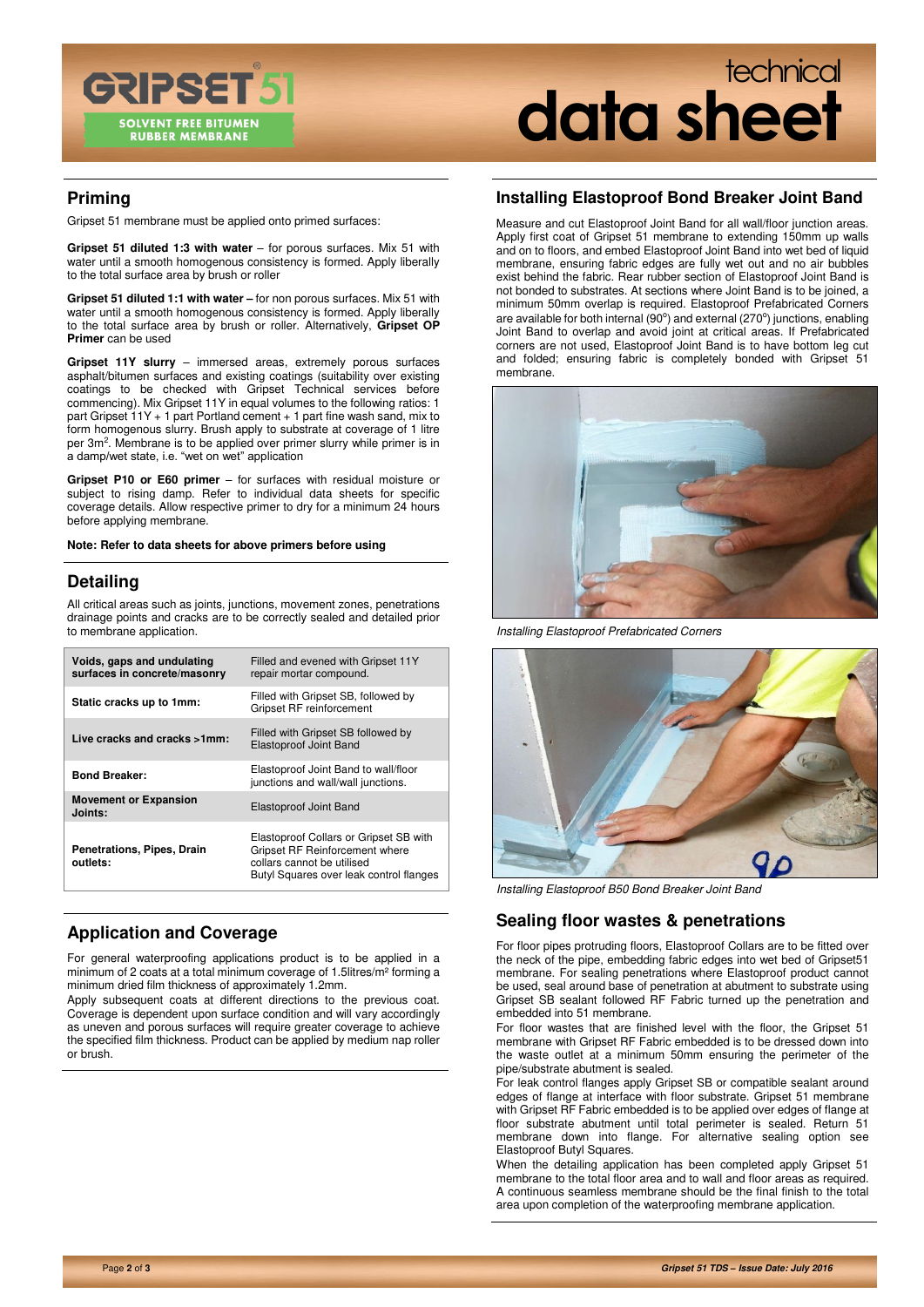## Priming

Gripset 51 membrane must be applied onto primed surfaces:

**Gripset 51 diluted 1:3 with water** – for porous surfaces. Mix 51 with water until a smooth homogenous consistency is formed. Apply liberally to the total surface area by brush or roller

**Gripset 51 diluted 1:1 with water –** for non porous surfaces. Mix 51 with water until a smooth homogenous consistency is formed. Apply liberally to the total surface area by brush or roller. Alternatively, **Gripset OP Primer** can be used

**Gripset 11Y slurry** – immersed areas, extremely porous surfaces asphalt/bitumen surfaces and existing coatings (suitability over existing coatings to be checked with Gripset Technical services before commencing). Mix Gripset 11Y in equal volumes to the following ratios: 1 part Gripset 11Y + 1 part Portland cement + 1 part fine wash sand, mix to form homogenous slurry. Brush apply to substrate at coverage of 1 litre per 3m$^2$. Membrane is to be applied over primer slurry while primer is in a damp/wet state, i.e. "wet on wet" application

**Gripset P10 or E60 primer** – for surfaces with residual moisture or subject to rising damp. Refer to individual data sheets for specific coverage details. Allow respective primer to dry for a minimum 24 hours before applying membrane.

**Note: Refer to data sheets for above primers before using**

## Detailing

All critical areas such as joints, junctions, movement zones, penetrations drainage points and cracks are to be correctly sealed and detailed prior to membrane application.

| | |
|---|---|
| **Voids, gaps and undulating surfaces in concrete/masonry** | Filled and evened with Gripset 11Y repair mortar compound. |
| **Static cracks up to 1mm:** | Filled with Gripset SB, followed by Gripset RF reinforcement |
| **Live cracks and cracks >1mm:** | Filled with Gripset SB followed by Elastoproof Joint Band |
| **Bond Breaker:** | Elastoproof Joint Band to wall/floor junctions and wall/wall junctions. |
| **Movement or Expansion Joints:** | Elastoproof Joint Band |
| **Penetrations, Pipes, Drain outlets:** | Elastoproof Collars or Gripset SB with Gripset RF Reinforcement where collars cannot be utilised<br>Butyl Squares over leak control flanges |

## Application and Coverage

For general waterproofing applications product is to be applied in a minimum of 2 coats at a total minimum coverage of 1.5litres/m² forming a minimum dried film thickness of approximately 1.2mm.
Apply subsequent coats at different directions to the previous coat. Coverage is dependent upon surface condition and will vary accordingly as uneven and porous surfaces will require greater coverage to achieve the specified film thickness. Product can be applied by medium nap roller or brush.

## Installing Elastoproof Bond Breaker Joint Band

Measure and cut Elastoproof Joint Band for all wall/floor junction areas. Apply first coat of Gripset 51 membrane to extending 150mm up walls and on to floors, and embed Elastoproof Joint Band into wet bed of liquid membrane, ensuring fabric edges are fully wet out and no air bubbles exist behind the fabric. Rear rubber section of Elastoproof Joint Band is not bonded to substrates. At sections where Joint Band is to be joined, a minimum 50mm overlap is required. Elastoproof Prefabricated Corners are available for both internal (90°) and external (270°) junctions, enabling Joint Band to overlap and avoid joint at critical areas. If Prefabricated corners are not used, Elastoproof Joint Band is to have bottom leg cut and folded; ensuring fabric is completely bonded with Gripset 51 membrane.

*Installing Elastoproof Prefabricated Corners*

*Installing Elastoproof B50 Bond Breaker Joint Band*

## Sealing floor wastes & penetrations

For floor pipes protruding floors, Elastoproof Collars are to be fitted over the neck of the pipe, embedding fabric edges into wet bed of Gripset51 membrane. For sealing penetrations where Elastoproof product cannot be used, seal around base of penetration at abutment to substrate using Gripset SB sealant followed RF Fabric turned up the penetration and embedded into 51 membrane.

For floor wastes that are finished level with the floor, the Gripset 51 membrane with Gripset RF Fabric embedded is to be dressed down into the waste outlet at a minimum 50mm ensuring the perimeter of the pipe/substrate abutment is sealed.

For leak control flanges apply Gripset SB or compatible sealant around edges of flange at interface with floor substrate. Gripset 51 membrane with Gripset RF Fabric embedded is to be applied over edges of flange at floor substrate abutment until total perimeter is sealed. Return 51 membrane down into flange. For alternative sealing option see Elastoproof Butyl Squares.

When the detailing application has been completed apply Gripset 51 membrane to the total floor area and to wall and floor areas as required. A continuous seamless membrane should be the final finish to the total area upon completion of the waterproofing membrane application.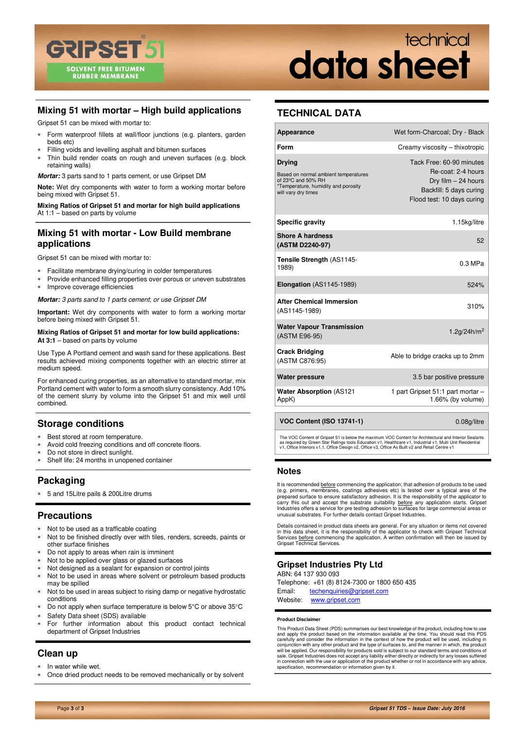GRIPSET 51®

SOLVENT FREE BITUMEN RUBBER MEMBRANE

technical

# data sheet

## Mixing 51 with mortar – High build applications

Gripset 51 can be mixed with mortar to:

- Form waterproof fillets at wall/floor junctions (e.g. planters, garden beds etc)
- Filling voids and levelling asphalt and bitumen surfaces
- Thin build render coats on rough and uneven surfaces (e.g. block retaining walls)

***Mortar:*** 3 parts sand to 1 parts cement, or use Gripset DM

**Note:** Wet dry components with water to form a working mortar before being mixed with Gripset 51.

**Mixing Ratios of Gripset 51 and mortar for high build applications**
At 1:1 – based on parts by volume

## Mixing 51 with mortar - Low Build membrane applications

Gripset 51 can be mixed with mortar to:

- Facilitate membrane drying/curing in colder temperatures
- Provide enhanced filling properties over porous or uneven substrates
- Improve coverage efficiencies

***Mortar:*** *3 parts sand to 1 parts cement; or use Gripset DM*

**Important:** Wet dry components with water to form a working mortar before being mixed with Gripset 51.

**Mixing Ratios of Gripset 51 and mortar for low build applications:**
**At 3:1** – based on parts by volume

Use Type A Portland cement and wash sand for these applications. Best results achieved mixing components together with an electric stirrer at medium speed.

For enhanced curing properties, as an alternative to standard mortar, mix Portland cement with water to form a smooth slurry consistency. Add 10% of the cement slurry by volume into the Gripset 51 and mix well until combined.

## Storage conditions

- Best stored at room temperature.
- Avoid cold freezing conditions and off concrete floors.
- Do not store in direct sunlight.
- Shelf life: 24 months in unopened container

## Packaging

- 5 and 15Litre pails & 200Litre drums

## Precautions

- Not to be used as a trafficable coating
- Not to be finished directly over with tiles, renders, screeds, paints or other surface finishes
- Do not apply to areas when rain is imminent
- Not to be applied over glass or glazed surfaces
- Not designed as a sealant for expansion or control joints
- Not to be used in areas where solvent or petroleum based products may be spilled
- Not to be used in areas subject to rising damp or negative hydrostatic conditions
- Do not apply when surface temperature is below 5°C or above 35°C
- Safety Data sheet (SDS) available
- For further information about this product contact technical department of Gripset Industries

## Clean up

- In water while wet.
- Once dried product needs to be removed mechanically or by solvent

## TECHNICAL DATA

| | |
|---|---|
| **Appearance** | Wet form-Charcoal; Dry - Black |
| **Form** | Creamy viscosity – thixotropic |
| **Drying**<br>Based on normal ambient temperatures of 23°C and 50% RH<br>*Temperature, humidity and porosity will vary dry times | Tack Free: 60-90 minutes<br>Re-coat: 2-4 hours<br>Dry film – 24 hours<br>Backfill: 5 days curing<br>Flood test: 10 days curing |
| **Specific gravity** | 1.15kg/litre |
| **Shore A hardness (ASTM D2240-97)** | 52 |
| **Tensile Strength** (AS1145-1989) | 0.3 MPa |
| **Elongation** (AS1145-1989) | 524% |
| **After Chemical Immersion** (AS1145-1989) | 310% |
| **Water Vapour Transmission** (ASTM E96-95) | 1.2g/24h/m$^2$ |
| **Crack Bridging** (ASTM C876:95) | Able to bridge cracks up to 2mm |
| **Water pressure** | 3.5 bar positive pressure |
| **Water Absorption** (AS121 AppK) | 1 part Gripset 51:1 part mortar – 1.66% (by volume) |

| | |
|---|---|
| **VOC Content (ISO 13741-1)** | 0.08g/litre |

The VOC Content of Gripset 51 is below the maximum VOC Content for Architectural and Interior Sealants as required by Green Star Ratings tools Education v1, Healthcare v1, Industrial v1, Multi Unit Residential v1, Office Interiors v1.1, Office Design v2, Office v3, Office As Built v2 and Retail Centre v1

## Notes

It is recommended before commencing the application; that adhesion of products to be used (e.g. primers, membranes, coatings adhesives etc) is tested over a typical area of the prepared surface to ensure satisfactory adhesion. It is the responsibility of the applicator to carry this out and accept the substrate suitability before any application starts. Gripset Industries offers a service for pre testing adhesion to surfaces for large commercial areas or unusual substrates. For further details contact Gripset Industries.

Details contained in product data sheets are general. For any situation or items not covered in this data sheet, it is the responsibility of the applicator to check with Gripset Technical Services before commencing the application. A written confirmation will then be issued by Gripset Technical Services.

## Gripset Industries Pty Ltd

ABN: 64 137 930 093
Telephone: +61 (8) 8124-7300 or 1800 650 435
Email: techenquiries@gripset.com
Website: www.gripset.com

**Product Disclaimer**

This Product Data Sheet (PDS) summarises our best knowledge of the product, including how to use and apply the product based on the information available at the time. You should read this PDS carefully and consider the information in the context of how the product will be used, including in conjunction with any other product and the type of surfaces to, and the manner in which, the product will be applied. Our responsibility for products sold is subject to our standard terms and conditions of sale. Gripset Industries does not accept any liability either directly or indirectly for any losses suffered in connection with the use or application of the product whether or not in accordance with any advice, specification, recommendation or information given by it.